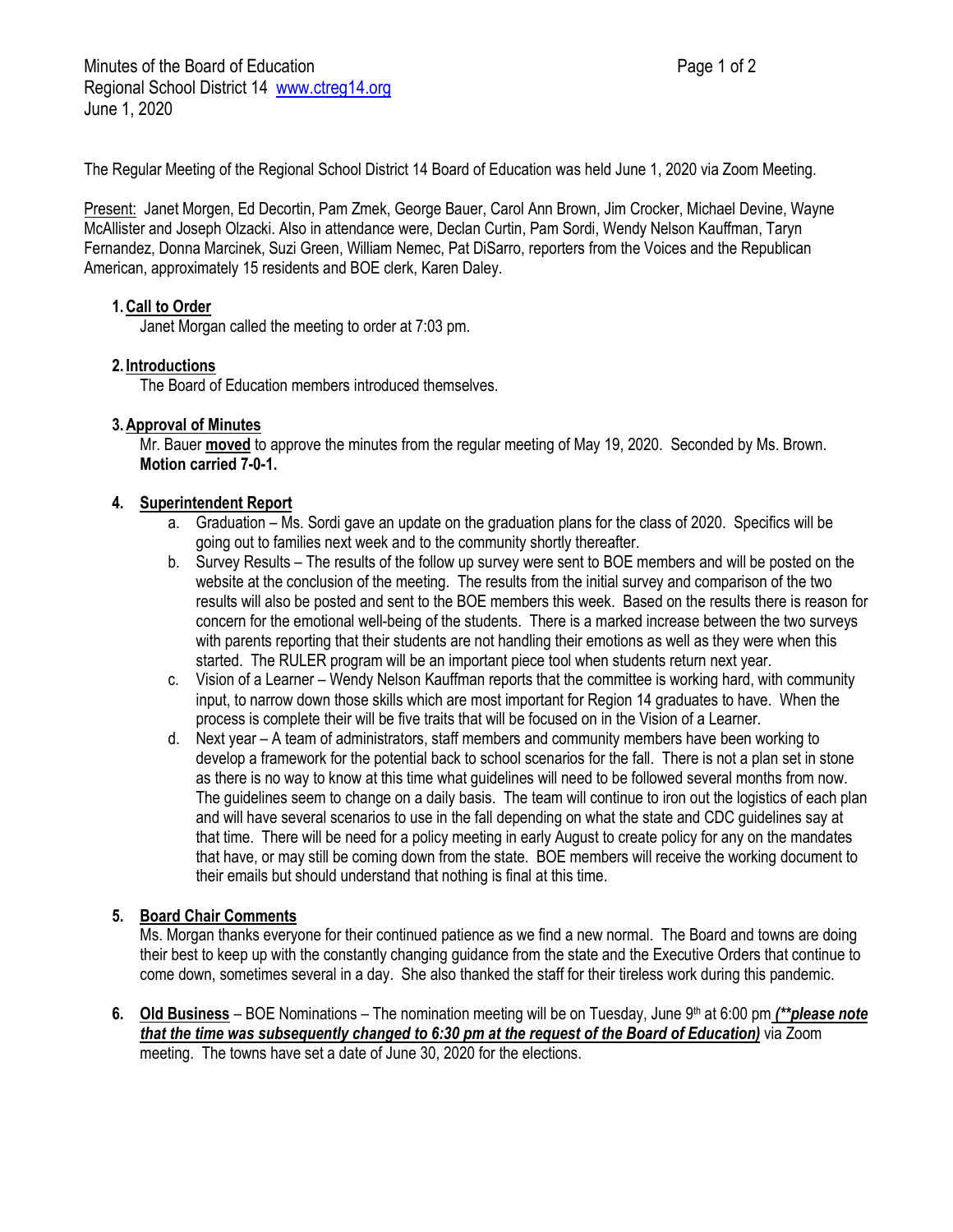Minutes of the Board of Education
Regional School District 14 www.ctreg14.org
June 1, 2020

The Regular Meeting of the Regional School District 14 Board of Education was held June 1, 2020 via Zoom Meeting.

Present: Janet Morgen, Ed Decortin, Pam Zmek, George Bauer, Carol Ann Brown, Jim Crocker, Michael Devine, Wayne McAllister and Joseph Olzacki. Also in attendance were, Declan Curtin, Pam Sordi, Wendy Nelson Kauffman, Taryn Fernandez, Donna Marcinek, Suzi Green, William Nemec, Pat DiSarro, reporters from the Voices and the Republican American, approximately 15 residents and BOE clerk, Karen Daley.

1. **Call to Order**
   Janet Morgan called the meeting to order at 7:03 pm.

2. **Introductions**
   The Board of Education members introduced themselves.

3. **Approval of Minutes**
   Mr. Bauer **moved** to approve the minutes from the regular meeting of May 19, 2020. Seconded by Ms. Brown. **Motion carried 7-0-1.**

4. **Superintendent Report**
   a. Graduation – Ms. Sordi gave an update on the graduation plans for the class of 2020. Specifics will be going out to families next week and to the community shortly thereafter.
   b. Survey Results – The results of the follow up survey were sent to BOE members and will be posted on the website at the conclusion of the meeting. The results from the initial survey and comparison of the two results will also be posted and sent to the BOE members this week. Based on the results there is reason for concern for the emotional well-being of the students. There is a marked increase between the two surveys with parents reporting that their students are not handling their emotions as well as they were when this started. The RULER program will be an important piece tool when students return next year.
   c. Vision of a Learner – Wendy Nelson Kauffman reports that the committee is working hard, with community input, to narrow down those skills which are most important for Region 14 graduates to have. When the process is complete their will be five traits that will be focused on in the Vision of a Learner.
   d. Next year – A team of administrators, staff members and community members have been working to develop a framework for the potential back to school scenarios for the fall. There is not a plan set in stone as there is no way to know at this time what guidelines will need to be followed several months from now. The guidelines seem to change on a daily basis. The team will continue to iron out the logistics of each plan and will have several scenarios to use in the fall depending on what the state and CDC guidelines say at that time. There will be need for a policy meeting in early August to create policy for any on the mandates that have, or may still be coming down from the state. BOE members will receive the working document to their emails but should understand that nothing is final at this time.

5. **Board Chair Comments**
   Ms. Morgan thanks everyone for their continued patience as we find a new normal. The Board and towns are doing their best to keep up with the constantly changing guidance from the state and the Executive Orders that continue to come down, sometimes several in a day. She also thanked the staff for their tireless work during this pandemic.

6. **Old Business** – BOE Nominations – The nomination meeting will be on Tuesday, June 9th at 6:00 pm ***(\*\*please note that the time was subsequently changed to 6:30 pm at the request of the Board of Education)*** via Zoom meeting. The towns have set a date of June 30, 2020 for the elections.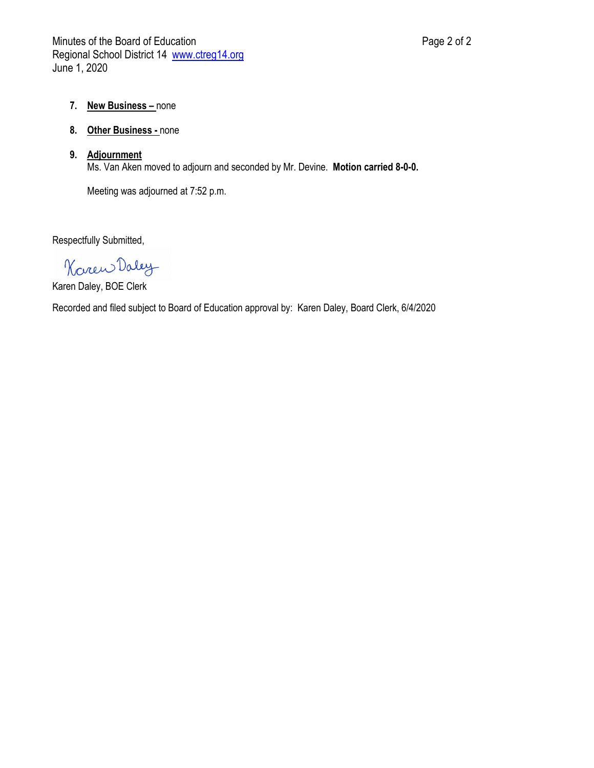7. **New Business –** none

8. **Other Business -** none

9. **Adjournment**
   Ms. Van Aken moved to adjourn and seconded by Mr. Devine. **Motion carried 8-0-0.**

   Meeting was adjourned at 7:52 p.m.

Respectfully Submitted,

Karen Daley

Karen Daley, BOE Clerk

Recorded and filed subject to Board of Education approval by: Karen Daley, Board Clerk, 6/4/2020